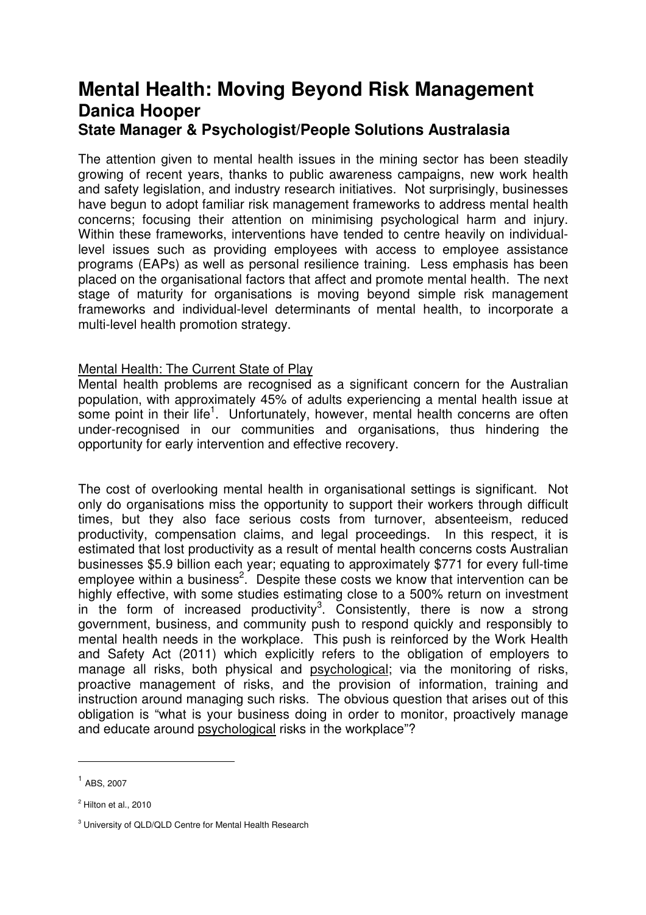# Mental Health: Moving Beyond Risk Management

## Danica Hooper

### State Manager & Psychologist/People Solutions Australasia

The attention given to mental health issues in the mining sector has been steadily growing of recent years, thanks to public awareness campaigns, new work health and safety legislation, and industry research initiatives. Not surprisingly, businesses have begun to adopt familiar risk management frameworks to address mental health concerns; focusing their attention on minimising psychological harm and injury. Within these frameworks, interventions have tended to centre heavily on individual-level issues such as providing employees with access to employee assistance programs (EAPs) as well as personal resilience training. Less emphasis has been placed on the organisational factors that affect and promote mental health. The next stage of maturity for organisations is moving beyond simple risk management frameworks and individual-level determinants of mental health, to incorporate a multi-level health promotion strategy.

<u>Mental Health: The Current State of Play</u>

Mental health problems are recognised as a significant concern for the Australian population, with approximately 45% of adults experiencing a mental health issue at some point in their life[1]. Unfortunately, however, mental health concerns are often under-recognised in our communities and organisations, thus hindering the opportunity for early intervention and effective recovery.

The cost of overlooking mental health in organisational settings is significant. Not only do organisations miss the opportunity to support their workers through difficult times, but they also face serious costs from turnover, absenteeism, reduced productivity, compensation claims, and legal proceedings. In this respect, it is estimated that lost productivity as a result of mental health concerns costs Australian businesses $5.9 billion each year; equating to approximately $771 for every full-time employee within a business[2]. Despite these costs we know that intervention can be highly effective, with some studies estimating close to a 500% return on investment in the form of increased productivity[3]. Consistently, there is now a strong government, business, and community push to respond quickly and responsibly to mental health needs in the workplace. This push is reinforced by the Work Health and Safety Act (2011) which explicitly refers to the obligation of employers to manage all risks, both physical and <u>psychological</u>; via the monitoring of risks, proactive management of risks, and the provision of information, training and instruction around managing such risks. The obvious question that arises out of this obligation is "what is your business doing in order to monitor, proactively manage and educate around <u>psychological</u> risks in the workplace"?

---

[1] ABS, 2007

[2] Hilton et al., 2010

[3] University of QLD/QLD Centre for Mental Health Research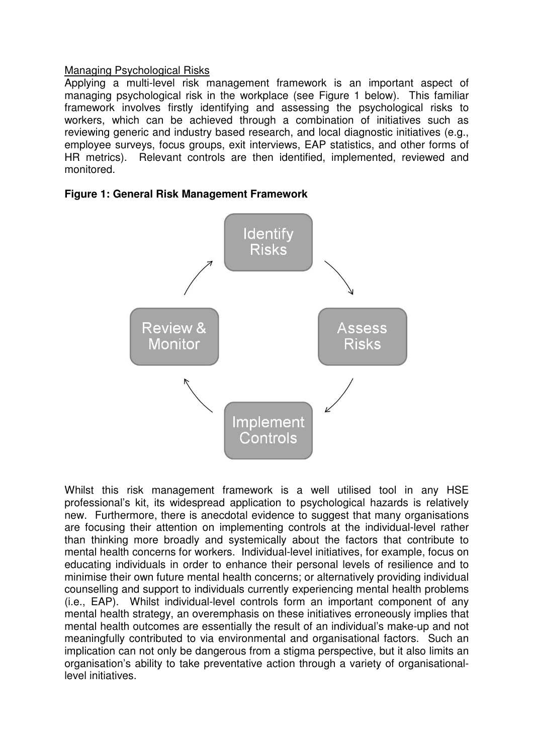Managing Psychological Risks

Applying a multi-level risk management framework is an important aspect of managing psychological risk in the workplace (see Figure 1 below). This familiar framework involves firstly identifying and assessing the psychological risks to workers, which can be achieved through a combination of initiatives such as reviewing generic and industry based research, and local diagnostic initiatives (e.g., employee surveys, focus groups, exit interviews, EAP statistics, and other forms of HR metrics). Relevant controls are then identified, implemented, reviewed and monitored.

**Figure 1: General Risk Management Framework**

Identify Risks → Assess Risks → Implement Controls → Review & Monitor

Whilst this risk management framework is a well utilised tool in any HSE professional's kit, its widespread application to psychological hazards is relatively new. Furthermore, there is anecdotal evidence to suggest that many organisations are focusing their attention on implementing controls at the individual-level rather than thinking more broadly and systemically about the factors that contribute to mental health concerns for workers. Individual-level initiatives, for example, focus on educating individuals in order to enhance their personal levels of resilience and to minimise their own future mental health concerns; or alternatively providing individual counselling and support to individuals currently experiencing mental health problems (i.e., EAP). Whilst individual-level controls form an important component of any mental health strategy, an overemphasis on these initiatives erroneously implies that mental health outcomes are essentially the result of an individual's make-up and not meaningfully contributed to via environmental and organisational factors. Such an implication can not only be dangerous from a stigma perspective, but it also limits an organisation's ability to take preventative action through a variety of organisational-level initiatives.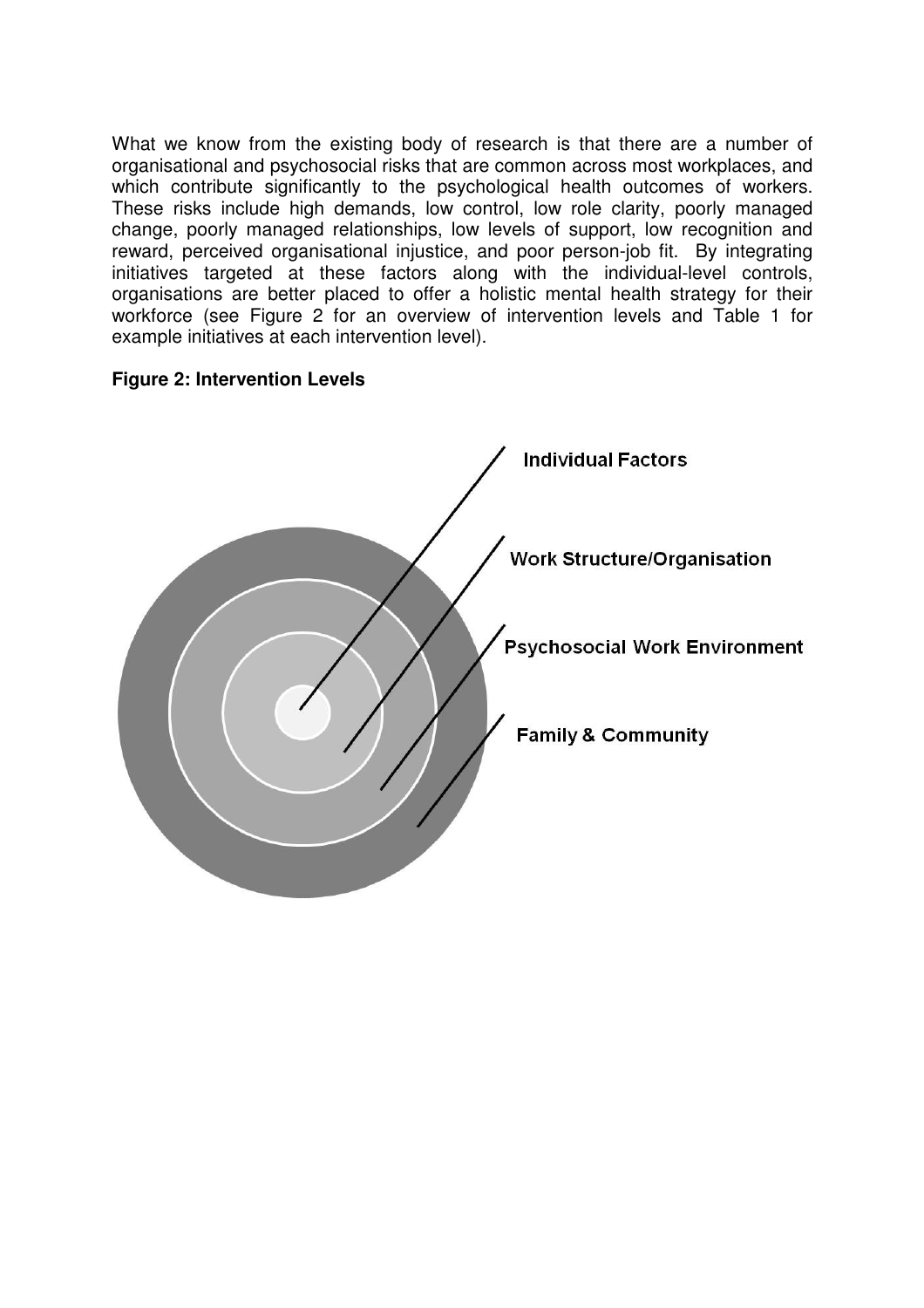What we know from the existing body of research is that there are a number of organisational and psychosocial risks that are common across most workplaces, and which contribute significantly to the psychological health outcomes of workers. These risks include high demands, low control, low role clarity, poorly managed change, poorly managed relationships, low levels of support, low recognition and reward, perceived organisational injustice, and poor person-job fit. By integrating initiatives targeted at these factors along with the individual-level controls, organisations are better placed to offer a holistic mental health strategy for their workforce (see Figure 2 for an overview of intervention levels and Table 1 for example initiatives at each intervention level).

**Figure 2: Intervention Levels**

Individual Factors

Work Structure/Organisation

Psychosocial Work Environment

Family & Community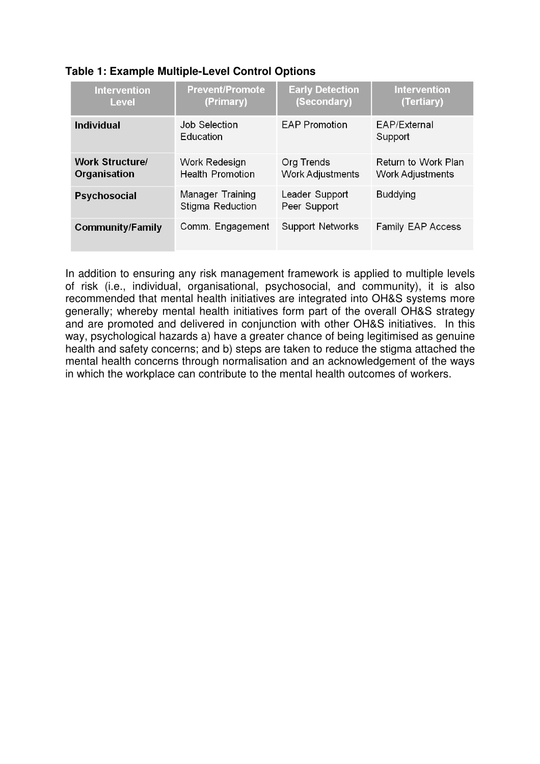**Table 1: Example Multiple-Level Control Options**

| Intervention Level | Prevent/Promote (Primary) | Early Detection (Secondary) | Intervention (Tertiary) |
|---|---|---|---|
| **Individual** | Job Selection Education | EAP Promotion | EAP/External Support |
| **Work Structure/ Organisation** | Work Redesign Health Promotion | Org Trends Work Adjustments | Return to Work Plan Work Adjustments |
| **Psychosocial** | Manager Training Stigma Reduction | Leader Support Peer Support | Buddying |
| **Community/Family** | Comm. Engagement | Support Networks | Family EAP Access |

In addition to ensuring any risk management framework is applied to multiple levels of risk (i.e., individual, organisational, psychosocial, and community), it is also recommended that mental health initiatives are integrated into OH&S systems more generally; whereby mental health initiatives form part of the overall OH&S strategy and are promoted and delivered in conjunction with other OH&S initiatives. In this way, psychological hazards a) have a greater chance of being legitimised as genuine health and safety concerns; and b) steps are taken to reduce the stigma attached the mental health concerns through normalisation and an acknowledgement of the ways in which the workplace can contribute to the mental health outcomes of workers.